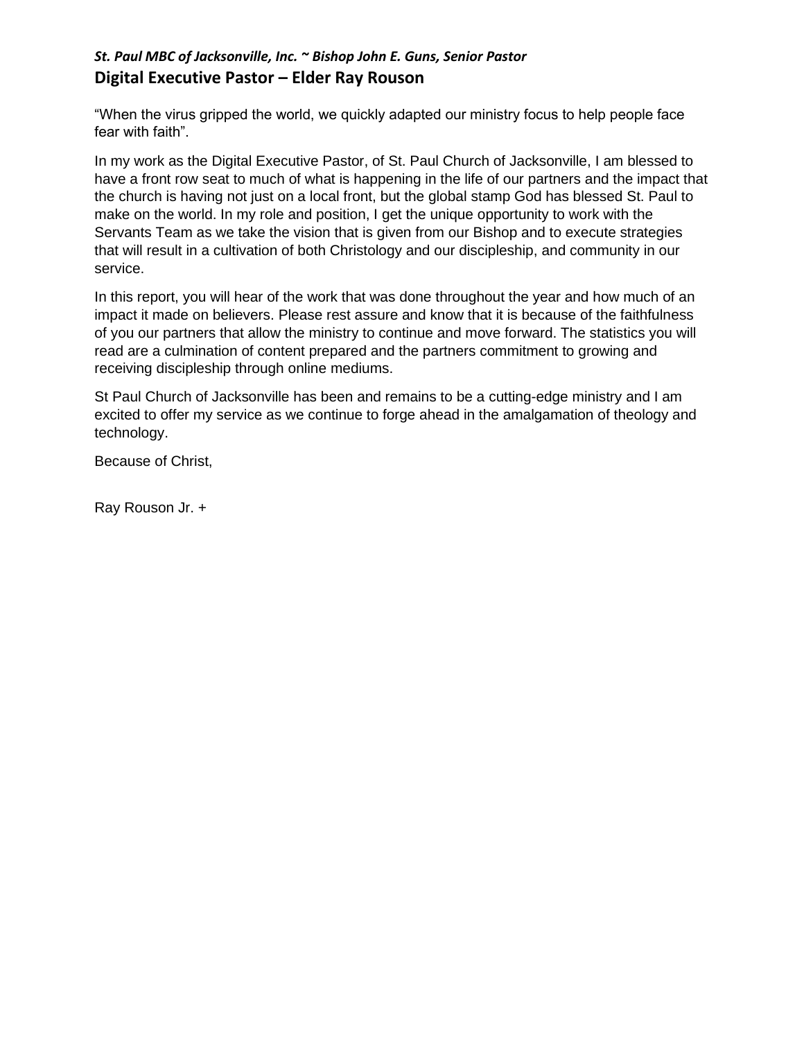*St. Paul MBC of Jacksonville, Inc. ~ Bishop John E. Guns, Senior Pastor*

## Digital Executive Pastor – Elder Ray Rouson

"When the virus gripped the world, we quickly adapted our ministry focus to help people face fear with faith".

In my work as the Digital Executive Pastor, of St. Paul Church of Jacksonville, I am blessed to have a front row seat to much of what is happening in the life of our partners and the impact that the church is having not just on a local front, but the global stamp God has blessed St. Paul to make on the world. In my role and position, I get the unique opportunity to work with the Servants Team as we take the vision that is given from our Bishop and to execute strategies that will result in a cultivation of both Christology and our discipleship, and community in our service.

In this report, you will hear of the work that was done throughout the year and how much of an impact it made on believers. Please rest assure and know that it is because of the faithfulness of you our partners that allow the ministry to continue and move forward. The statistics you will read are a culmination of content prepared and the partners commitment to growing and receiving discipleship through online mediums.

St Paul Church of Jacksonville has been and remains to be a cutting-edge ministry and I am excited to offer my service as we continue to forge ahead in the amalgamation of theology and technology.

Because of Christ,

Ray Rouson Jr. +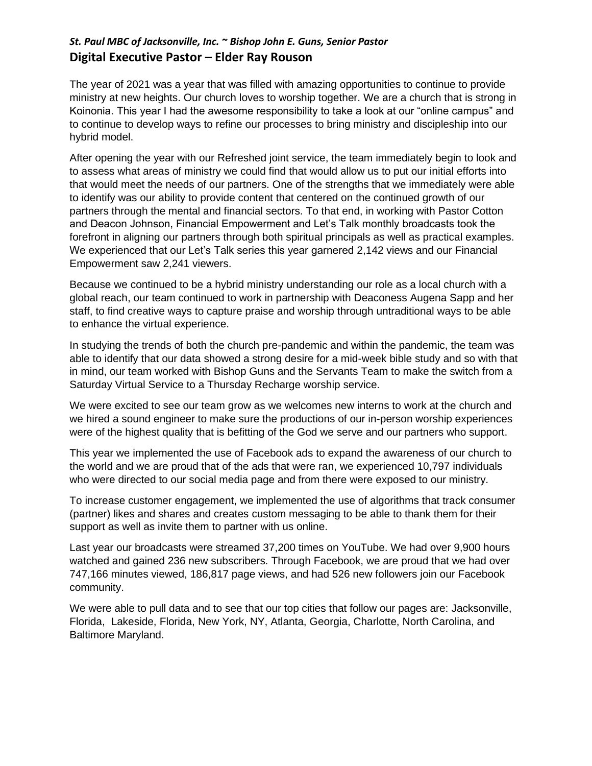*St. Paul MBC of Jacksonville, Inc. ~ Bishop John E. Guns, Senior Pastor*

## Digital Executive Pastor – Elder Ray Rouson

The year of 2021 was a year that was filled with amazing opportunities to continue to provide ministry at new heights. Our church loves to worship together. We are a church that is strong in Koinonia. This year I had the awesome responsibility to take a look at our "online campus" and to continue to develop ways to refine our processes to bring ministry and discipleship into our hybrid model.

After opening the year with our Refreshed joint service, the team immediately begin to look and to assess what areas of ministry we could find that would allow us to put our initial efforts into that would meet the needs of our partners. One of the strengths that we immediately were able to identify was our ability to provide content that centered on the continued growth of our partners through the mental and financial sectors. To that end, in working with Pastor Cotton and Deacon Johnson, Financial Empowerment and Let's Talk monthly broadcasts took the forefront in aligning our partners through both spiritual principals as well as practical examples. We experienced that our Let's Talk series this year garnered 2,142 views and our Financial Empowerment saw 2,241 viewers.

Because we continued to be a hybrid ministry understanding our role as a local church with a global reach, our team continued to work in partnership with Deaconess Augena Sapp and her staff, to find creative ways to capture praise and worship through untraditional ways to be able to enhance the virtual experience.

In studying the trends of both the church pre-pandemic and within the pandemic, the team was able to identify that our data showed a strong desire for a mid-week bible study and so with that in mind, our team worked with Bishop Guns and the Servants Team to make the switch from a Saturday Virtual Service to a Thursday Recharge worship service.

We were excited to see our team grow as we welcomes new interns to work at the church and we hired a sound engineer to make sure the productions of our in-person worship experiences were of the highest quality that is befitting of the God we serve and our partners who support.

This year we implemented the use of Facebook ads to expand the awareness of our church to the world and we are proud that of the ads that were ran, we experienced 10,797 individuals who were directed to our social media page and from there were exposed to our ministry.

To increase customer engagement, we implemented the use of algorithms that track consumer (partner) likes and shares and creates custom messaging to be able to thank them for their support as well as invite them to partner with us online.

Last year our broadcasts were streamed 37,200 times on YouTube. We had over 9,900 hours watched and gained 236 new subscribers. Through Facebook, we are proud that we had over 747,166 minutes viewed, 186,817 page views, and had 526 new followers join our Facebook community.

We were able to pull data and to see that our top cities that follow our pages are: Jacksonville, Florida, Lakeside, Florida, New York, NY, Atlanta, Georgia, Charlotte, North Carolina, and Baltimore Maryland.